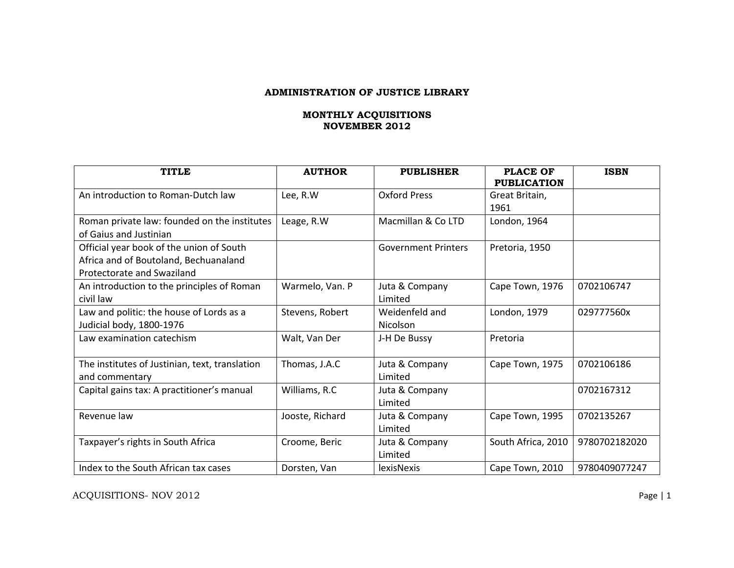**ADMINISTRATION OF JUSTICE LIBRARY**

**MONTHLY ACQUISITIONS**
**NOVEMBER 2012**

| TITLE | AUTHOR | PUBLISHER | PLACE OF PUBLICATION | ISBN |
|---|---|---|---|---|
| An introduction to Roman-Dutch law | Lee, R.W | Oxford Press | Great Britain, 1961 | |
| Roman private law: founded on the institutes of Gaius and Justinian | Leage, R.W | Macmillan & Co LTD | London, 1964 | |
| Official year book of the union of South Africa and of Boutoland, Bechuanaland Protectorate and Swaziland | | Government Printers | Pretoria, 1950 | |
| An introduction to the principles of Roman civil law | Warmelo, Van. P | Juta & Company Limited | Cape Town, 1976 | 0702106747 |
| Law and politic: the house of Lords as a Judicial body, 1800-1976 | Stevens, Robert | Weidenfeld and Nicolson | London, 1979 | 029777560x |
| Law examination catechism | Walt, Van Der | J-H De Bussy | Pretoria | |
| The institutes of Justinian, text, translation and commentary | Thomas, J.A.C | Juta & Company Limited | Cape Town, 1975 | 0702106186 |
| Capital gains tax: A practitioner's manual | Williams, R.C | Juta & Company Limited | | 0702167312 |
| Revenue law | Jooste, Richard | Juta & Company Limited | Cape Town, 1995 | 0702135267 |
| Taxpayer's rights in South Africa | Croome, Beric | Juta & Company Limited | South Africa, 2010 | 9780702182020 |
| Index to the South African tax cases | Dorsten, Van | lexisNexis | Cape Town, 2010 | 9780409077247 |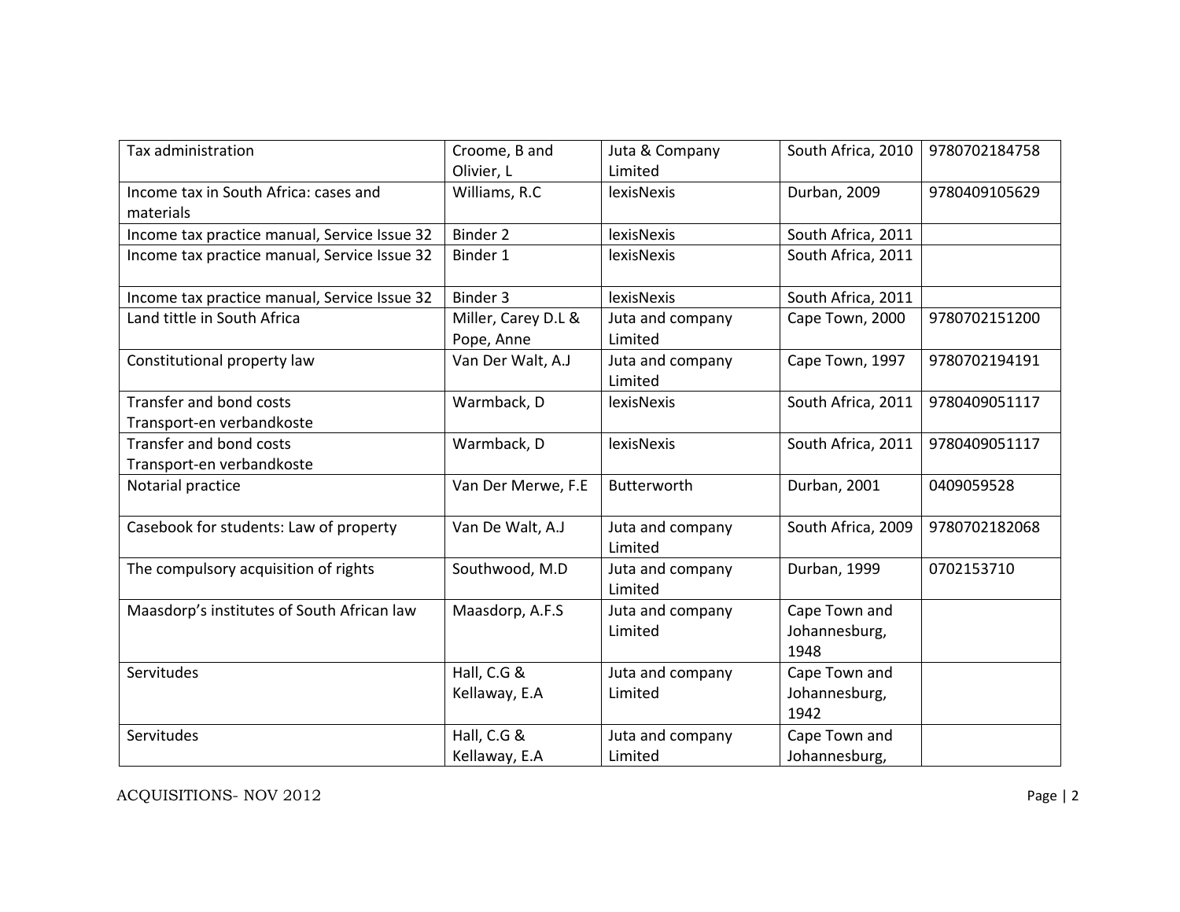| | | | | |
|---|---|---|---|---|
| Tax administration | Croome, B and Olivier, L | Juta & Company Limited | South Africa, 2010 | 9780702184758 |
| Income tax in South Africa: cases and materials | Williams, R.C | lexisNexis | Durban, 2009 | 9780409105629 |
| Income tax practice manual, Service Issue 32 | Binder 2 | lexisNexis | South Africa, 2011 | |
| Income tax practice manual, Service Issue 32 | Binder 1 | lexisNexis | South Africa, 2011 | |
| Income tax practice manual, Service Issue 32 | Binder 3 | lexisNexis | South Africa, 2011 | |
| Land tittle in South Africa | Miller, Carey D.L & Pope, Anne | Juta and company Limited | Cape Town, 2000 | 9780702151200 |
| Constitutional property law | Van Der Walt, A.J | Juta and company Limited | Cape Town, 1997 | 9780702194191 |
| Transfer and bond costs Transport-en verbandkoste | Warmback, D | lexisNexis | South Africa, 2011 | 9780409051117 |
| Transfer and bond costs Transport-en verbandkoste | Warmback, D | lexisNexis | South Africa, 2011 | 9780409051117 |
| Notarial practice | Van Der Merwe, F.E | Butterworth | Durban, 2001 | 0409059528 |
| Casebook for students: Law of property | Van De Walt, A.J | Juta and company Limited | South Africa, 2009 | 9780702182068 |
| The compulsory acquisition of rights | Southwood, M.D | Juta and company Limited | Durban, 1999 | 0702153710 |
| Maasdorp's institutes of South African law | Maasdorp, A.F.S | Juta and company Limited | Cape Town and Johannesburg, 1948 | |
| Servitudes | Hall, C.G & Kellaway, E.A | Juta and company Limited | Cape Town and Johannesburg, 1942 | |
| Servitudes | Hall, C.G & Kellaway, E.A | Juta and company Limited | Cape Town and Johannesburg, | |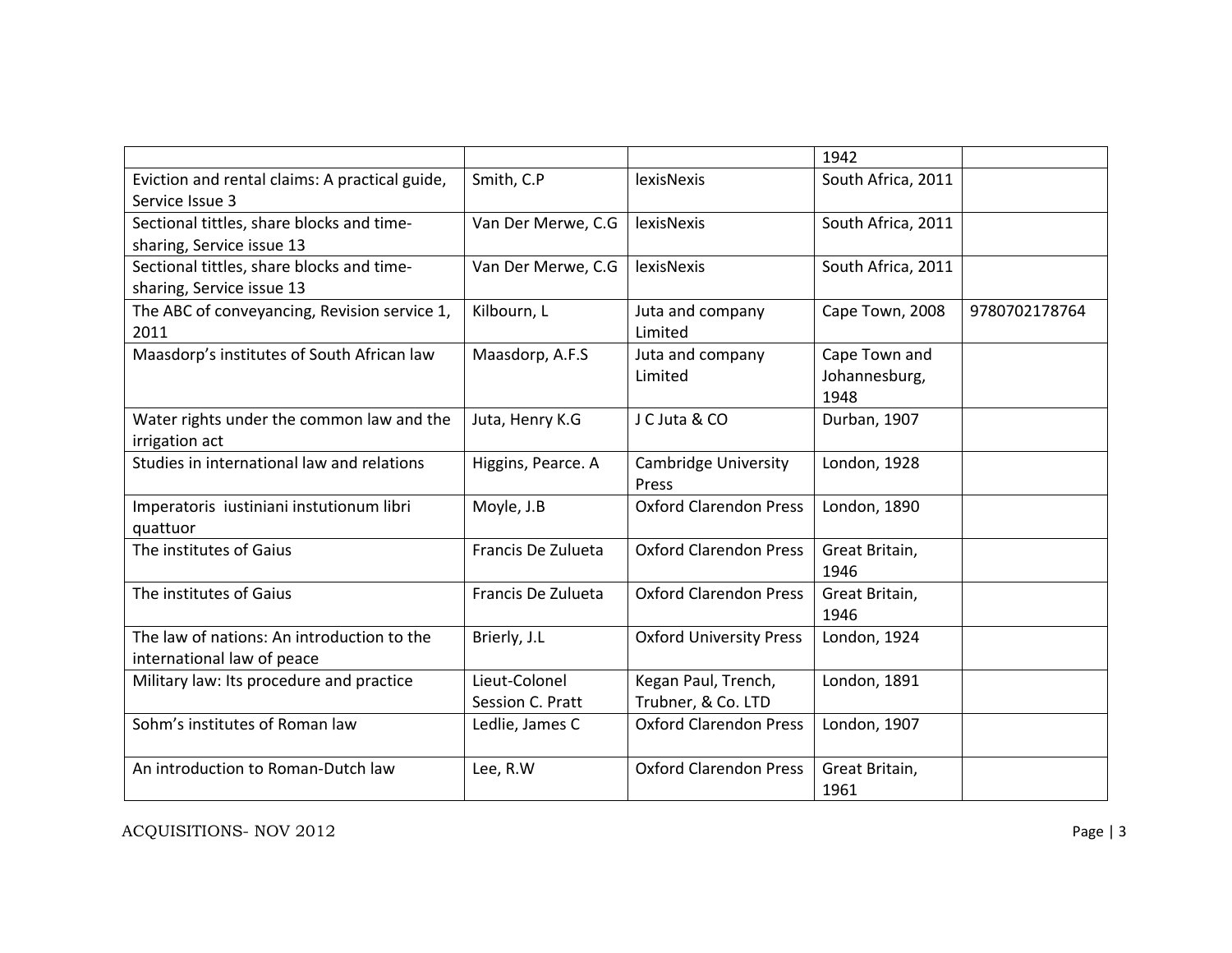| | | | | |
|---|---|---|---|---|
| | | | 1942 | |
| Eviction and rental claims: A practical guide, Service Issue 3 | Smith, C.P | lexisNexis | South Africa, 2011 | |
| Sectional tittles, share blocks and time-sharing, Service issue 13 | Van Der Merwe, C.G | lexisNexis | South Africa, 2011 | |
| Sectional tittles, share blocks and time-sharing, Service issue 13 | Van Der Merwe, C.G | lexisNexis | South Africa, 2011 | |
| The ABC of conveyancing, Revision service 1, 2011 | Kilbourn, L | Juta and company Limited | Cape Town, 2008 | 9780702178764 |
| Maasdorp's institutes of South African law | Maasdorp, A.F.S | Juta and company Limited | Cape Town and Johannesburg, 1948 | |
| Water rights under the common law and the irrigation act | Juta, Henry K.G | J C Juta & CO | Durban, 1907 | |
| Studies in international law and relations | Higgins, Pearce. A | Cambridge University Press | London, 1928 | |
| Imperatoris iustiniani instutionum libri quattuor | Moyle, J.B | Oxford Clarendon Press | London, 1890 | |
| The institutes of Gaius | Francis De Zulueta | Oxford Clarendon Press | Great Britain, 1946 | |
| The institutes of Gaius | Francis De Zulueta | Oxford Clarendon Press | Great Britain, 1946 | |
| The law of nations: An introduction to the international law of peace | Brierly, J.L | Oxford University Press | London, 1924 | |
| Military law: Its procedure and practice | Lieut-Colonel Session C. Pratt | Kegan Paul, Trench, Trubner, & Co. LTD | London, 1891 | |
| Sohm's institutes of Roman law | Ledlie, James C | Oxford Clarendon Press | London, 1907 | |
| An introduction to Roman-Dutch law | Lee, R.W | Oxford Clarendon Press | Great Britain, 1961 | |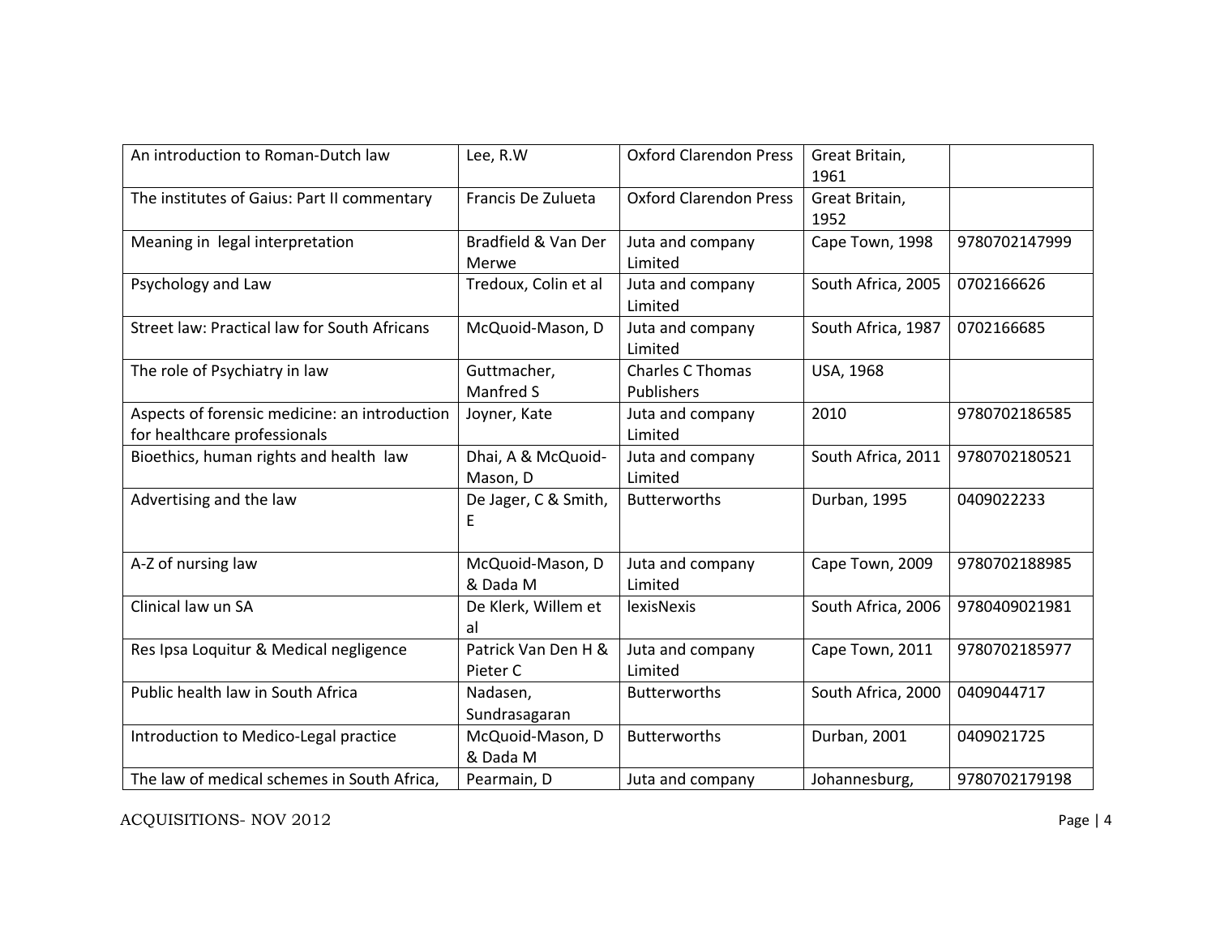| | | | | |
|---|---|---|---|---|
| An introduction to Roman-Dutch law | Lee, R.W | Oxford Clarendon Press | Great Britain, 1961 | |
| The institutes of Gaius: Part II commentary | Francis De Zulueta | Oxford Clarendon Press | Great Britain, 1952 | |
| Meaning in legal interpretation | Bradfield & Van Der Merwe | Juta and company Limited | Cape Town, 1998 | 9780702147999 |
| Psychology and Law | Tredoux, Colin et al | Juta and company Limited | South Africa, 2005 | 0702166626 |
| Street law: Practical law for South Africans | McQuoid-Mason, D | Juta and company Limited | South Africa, 1987 | 0702166685 |
| The role of Psychiatry in law | Guttmacher, Manfred S | Charles C Thomas Publishers | USA, 1968 | |
| Aspects of forensic medicine: an introduction for healthcare professionals | Joyner, Kate | Juta and company Limited | 2010 | 9780702186585 |
| Bioethics, human rights and health law | Dhai, A & McQuoid-Mason, D | Juta and company Limited | South Africa, 2011 | 9780702180521 |
| Advertising and the law | De Jager, C & Smith, E | Butterworths | Durban, 1995 | 0409022233 |
| A-Z of nursing law | McQuoid-Mason, D & Dada M | Juta and company Limited | Cape Town, 2009 | 9780702188985 |
| Clinical law un SA | De Klerk, Willem et al | lexisNexis | South Africa, 2006 | 9780409021981 |
| Res Ipsa Loquitur & Medical negligence | Patrick Van Den H & Pieter C | Juta and company Limited | Cape Town, 2011 | 9780702185977 |
| Public health law in South Africa | Nadasen, Sundrasagaran | Butterworths | South Africa, 2000 | 0409044717 |
| Introduction to Medico-Legal practice | McQuoid-Mason, D & Dada M | Butterworths | Durban, 2001 | 0409021725 |
| The law of medical schemes in South Africa, | Pearmain, D | Juta and company | Johannesburg, | 9780702179198 |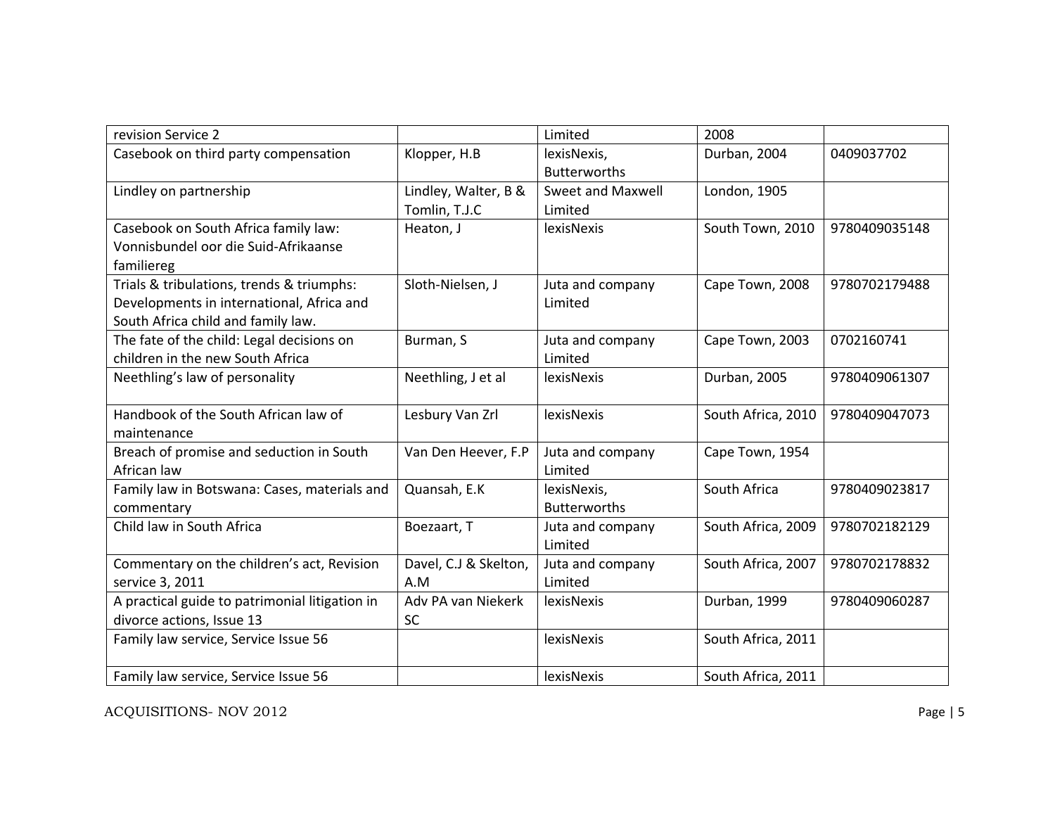| | | | | |
|---|---|---|---|---|
| revision Service 2 | | Limited | 2008 | |
| Casebook on third party compensation | Klopper, H.B | lexisNexis, Butterworths | Durban, 2004 | 0409037702 |
| Lindley on partnership | Lindley, Walter, B & Tomlin, T.J.C | Sweet and Maxwell Limited | London, 1905 | |
| Casebook on South Africa family law: Vonnisbundel oor die Suid-Afrikaanse familiereg | Heaton, J | lexisNexis | South Town, 2010 | 9780409035148 |
| Trials & tribulations, trends & triumphs: Developments in international, Africa and South Africa child and family law. | Sloth-Nielsen, J | Juta and company Limited | Cape Town, 2008 | 9780702179488 |
| The fate of the child: Legal decisions on children in the new South Africa | Burman, S | Juta and company Limited | Cape Town, 2003 | 0702160741 |
| Neethling's law of personality | Neethling, J et al | lexisNexis | Durban, 2005 | 9780409061307 |
| Handbook of the South African law of maintenance | Lesbury Van Zrl | lexisNexis | South Africa, 2010 | 9780409047073 |
| Breach of promise and seduction in South African law | Van Den Heever, F.P | Juta and company Limited | Cape Town, 1954 | |
| Family law in Botswana: Cases, materials and commentary | Quansah, E.K | lexisNexis, Butterworths | South Africa | 9780409023817 |
| Child law in South Africa | Boezaart, T | Juta and company Limited | South Africa, 2009 | 9780702182129 |
| Commentary on the children's act, Revision service 3, 2011 | Davel, C.J & Skelton, A.M | Juta and company Limited | South Africa, 2007 | 9780702178832 |
| A practical guide to patrimonial litigation in divorce actions, Issue 13 | Adv PA van Niekerk SC | lexisNexis | Durban, 1999 | 9780409060287 |
| Family law service, Service Issue 56 | | lexisNexis | South Africa, 2011 | |
| Family law service, Service Issue 56 | | lexisNexis | South Africa, 2011 | |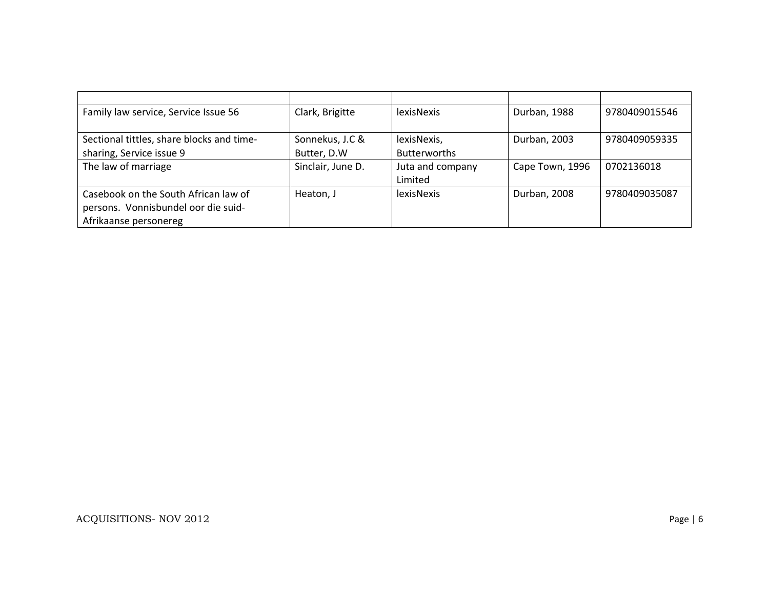| | | | | |
|---|---|---|---|---|
| Family law service, Service Issue 56 | Clark, Brigitte | lexisNexis | Durban, 1988 | 9780409015546 |
| Sectional tittles, share blocks and time-sharing, Service issue 9 | Sonnekus, J.C & Butter, D.W | lexisNexis, Butterworths | Durban, 2003 | 9780409059335 |
| The law of marriage | Sinclair, June D. | Juta and company Limited | Cape Town, 1996 | 0702136018 |
| Casebook on the South African law of persons. Vonnisbundel oor die suid-Afrikaanse personereg | Heaton, J | lexisNexis | Durban, 2008 | 9780409035087 |